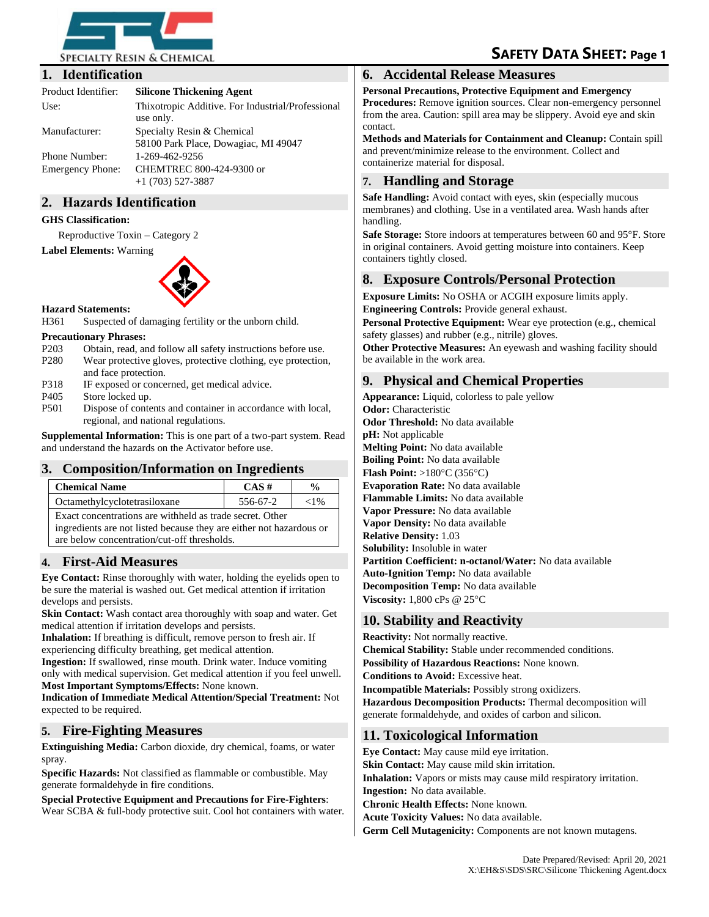SPECIALTY RESIN & CHEMICAL

# SAFETY DATA SHEET: Page 1

## 1. Identification

| | |
|---|---|
| Product Identifier: | **Silicone Thickening Agent** |
| Use: | Thixotropic Additive. For Industrial/Professional use only. |
| Manufacturer: | Specialty Resin & Chemical<br>58100 Park Place, Dowagiac, MI 49047 |
| Phone Number: | 1-269-462-9256 |
| Emergency Phone: | CHEMTREC 800-424-9300 or<br>+1 (703) 527-3887 |

## 2. Hazards Identification

**GHS Classification:**

Reproductive Toxin – Category 2

**Label Elements:** Warning

**Hazard Statements:**

H361 Suspected of damaging fertility or the unborn child.

**Precautionary Phrases:**

- P203 Obtain, read, and follow all safety instructions before use.
- P280 Wear protective gloves, protective clothing, eye protection, and face protection.
- P318 IF exposed or concerned, get medical advice.
- P405 Store locked up.
- P501 Dispose of contents and container in accordance with local, regional, and national regulations.

**Supplemental Information:** This is one part of a two-part system. Read and understand the hazards on the Activator before use.

## 3. Composition/Information on Ingredients

| Chemical Name | CAS # | % |
|---|---|---|
| Octamethylcyclotetrasiloxane | 556-67-2 | <1% |
| Exact concentrations are withheld as trade secret. Other ingredients are not listed because they are either not hazardous or are below concentration/cut-off thresholds. | | |

## 4. First-Aid Measures

**Eye Contact:** Rinse thoroughly with water, holding the eyelids open to be sure the material is washed out. Get medical attention if irritation develops and persists.
**Skin Contact:** Wash contact area thoroughly with soap and water. Get medical attention if irritation develops and persists.
**Inhalation:** If breathing is difficult, remove person to fresh air. If experiencing difficulty breathing, get medical attention.
**Ingestion:** If swallowed, rinse mouth. Drink water. Induce vomiting only with medical supervision. Get medical attention if you feel unwell.
**Most Important Symptoms/Effects:** None known.
**Indication of Immediate Medical Attention/Special Treatment:** Not expected to be required.

## 5. Fire-Fighting Measures

**Extinguishing Media:** Carbon dioxide, dry chemical, foams, or water spray.

**Specific Hazards:** Not classified as flammable or combustible. May generate formaldehyde in fire conditions.

**Special Protective Equipment and Precautions for Fire-Fighters**: Wear SCBA & full-body protective suit. Cool hot containers with water.

## 6. Accidental Release Measures

**Personal Precautions, Protective Equipment and Emergency Procedures:** Remove ignition sources. Clear non-emergency personnel from the area. Caution: spill area may be slippery. Avoid eye and skin contact.
**Methods and Materials for Containment and Cleanup:** Contain spill and prevent/minimize release to the environment. Collect and containerize material for disposal.

## 7. Handling and Storage

**Safe Handling:** Avoid contact with eyes, skin (especially mucous membranes) and clothing. Use in a ventilated area. Wash hands after handling.
**Safe Storage:** Store indoors at temperatures between 60 and 95°F. Store in original containers. Avoid getting moisture into containers. Keep containers tightly closed.

## 8. Exposure Controls/Personal Protection

**Exposure Limits:** No OSHA or ACGIH exposure limits apply.
**Engineering Controls:** Provide general exhaust.
**Personal Protective Equipment:** Wear eye protection (e.g., chemical safety glasses) and rubber (e.g., nitrile) gloves.
**Other Protective Measures:** An eyewash and washing facility should be available in the work area.

## 9. Physical and Chemical Properties

**Appearance:** Liquid, colorless to pale yellow
**Odor:** Characteristic
**Odor Threshold:** No data available
**pH:** Not applicable
**Melting Point:** No data available
**Boiling Point:** No data available
**Flash Point:** >180°C (356°C)
**Evaporation Rate:** No data available
**Flammable Limits:** No data available
**Vapor Pressure:** No data available
**Vapor Density:** No data available
**Relative Density:** 1.03
**Solubility:** Insoluble in water
**Partition Coefficient: n-octanol/Water:** No data available
**Auto-Ignition Temp:** No data available
**Decomposition Temp:** No data available
**Viscosity:** 1,800 cPs @ 25°C

## 10. Stability and Reactivity

**Reactivity:** Not normally reactive.
**Chemical Stability:** Stable under recommended conditions.
**Possibility of Hazardous Reactions:** None known.
**Conditions to Avoid:** Excessive heat.
**Incompatible Materials:** Possibly strong oxidizers.
**Hazardous Decomposition Products:** Thermal decomposition will generate formaldehyde, and oxides of carbon and silicon.

## 11. Toxicological Information

**Eye Contact:** May cause mild eye irritation.
**Skin Contact:** May cause mild skin irritation.
**Inhalation:** Vapors or mists may cause mild respiratory irritation.
**Ingestion:** No data available.
**Chronic Health Effects:** None known.
**Acute Toxicity Values:** No data available.
**Germ Cell Mutagenicity:** Components are not known mutagens.

Date Prepared/Revised: April 20, 2021
X:\EH&S\SDS\SRC\Silicone Thickening Agent.docx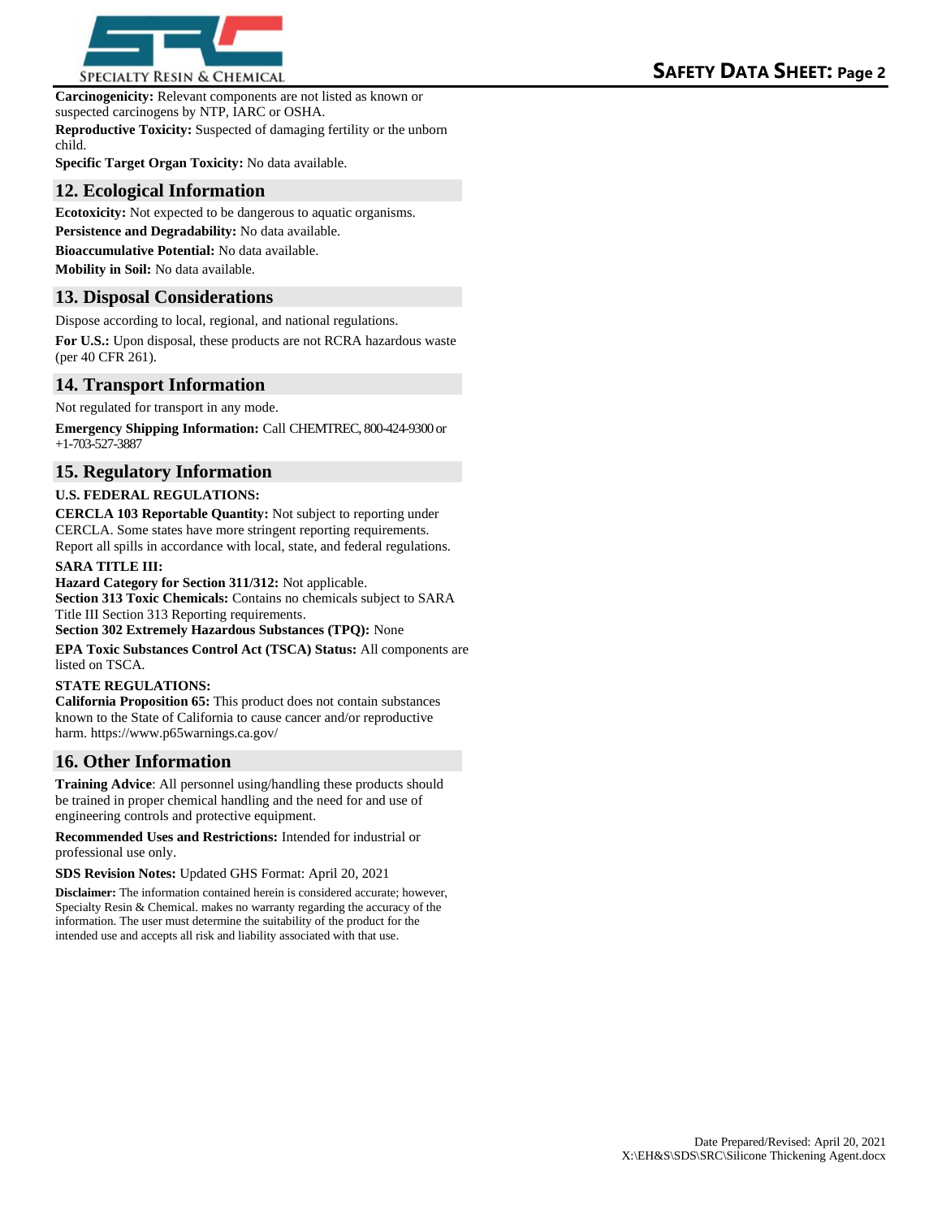**Carcinogenicity:** Relevant components are not listed as known or suspected carcinogens by NTP, IARC or OSHA.

**Reproductive Toxicity:** Suspected of damaging fertility or the unborn child.

**Specific Target Organ Toxicity:** No data available.

## 12. Ecological Information

**Ecotoxicity:** Not expected to be dangerous to aquatic organisms.

**Persistence and Degradability:** No data available.

**Bioaccumulative Potential:** No data available.

**Mobility in Soil:** No data available.

## 13. Disposal Considerations

Dispose according to local, regional, and national regulations.

**For U.S.:** Upon disposal, these products are not RCRA hazardous waste (per 40 CFR 261).

## 14. Transport Information

Not regulated for transport in any mode.

**Emergency Shipping Information:** Call CHEMTREC, 800-424-9300 or +1-703-527-3887

## 15. Regulatory Information

**U.S. FEDERAL REGULATIONS:**

**CERCLA 103 Reportable Quantity:** Not subject to reporting under CERCLA. Some states have more stringent reporting requirements. Report all spills in accordance with local, state, and federal regulations.

**SARA TITLE III:**

**Hazard Category for Section 311/312:** Not applicable.

**Section 313 Toxic Chemicals:** Contains no chemicals subject to SARA Title III Section 313 Reporting requirements.

**Section 302 Extremely Hazardous Substances (TPQ):** None

**EPA Toxic Substances Control Act (TSCA) Status:** All components are listed on TSCA.

**STATE REGULATIONS:**

**California Proposition 65:** This product does not contain substances known to the State of California to cause cancer and/or reproductive harm. https://www.p65warnings.ca.gov/

## 16. Other Information

**Training Advice**: All personnel using/handling these products should be trained in proper chemical handling and the need for and use of engineering controls and protective equipment.

**Recommended Uses and Restrictions:** Intended for industrial or professional use only.

**SDS Revision Notes:** Updated GHS Format: April 20, 2021

**Disclaimer:** The information contained herein is considered accurate; however, Specialty Resin & Chemical. makes no warranty regarding the accuracy of the information. The user must determine the suitability of the product for the intended use and accepts all risk and liability associated with that use.

Date Prepared/Revised: April 20, 2021
X:\EH&S\SDS\SRC\Silicone Thickening Agent.docx